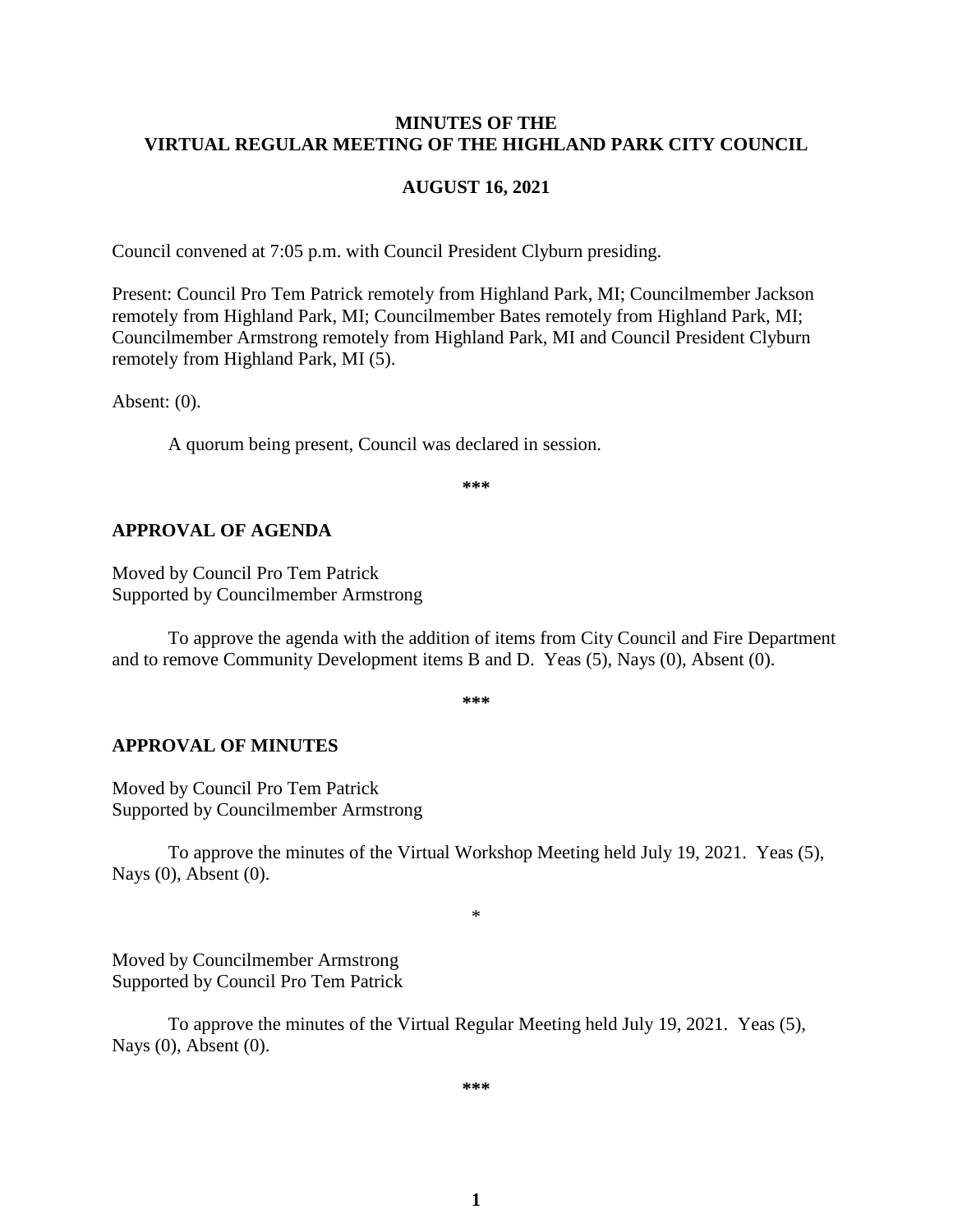# MINUTES OF THE VIRTUAL REGULAR MEETING OF THE HIGHLAND PARK CITY COUNCIL

## AUGUST 16, 2021

Council convened at 7:05 p.m. with Council President Clyburn presiding.

Present: Council Pro Tem Patrick remotely from Highland Park, MI; Councilmember Jackson remotely from Highland Park, MI; Councilmember Bates remotely from Highland Park, MI; Councilmember Armstrong remotely from Highland Park, MI and Council President Clyburn remotely from Highland Park, MI (5).

Absent: (0).

A quorum being present, Council was declared in session.

***

## APPROVAL OF AGENDA

Moved by Council Pro Tem Patrick
Supported by Councilmember Armstrong

To approve the agenda with the addition of items from City Council and Fire Department and to remove Community Development items B and D. Yeas (5), Nays (0), Absent (0).

***

## APPROVAL OF MINUTES

Moved by Council Pro Tem Patrick
Supported by Councilmember Armstrong

To approve the minutes of the Virtual Workshop Meeting held July 19, 2021. Yeas (5), Nays (0), Absent (0).

*

Moved by Councilmember Armstrong
Supported by Council Pro Tem Patrick

To approve the minutes of the Virtual Regular Meeting held July 19, 2021. Yeas (5), Nays (0), Absent (0).

***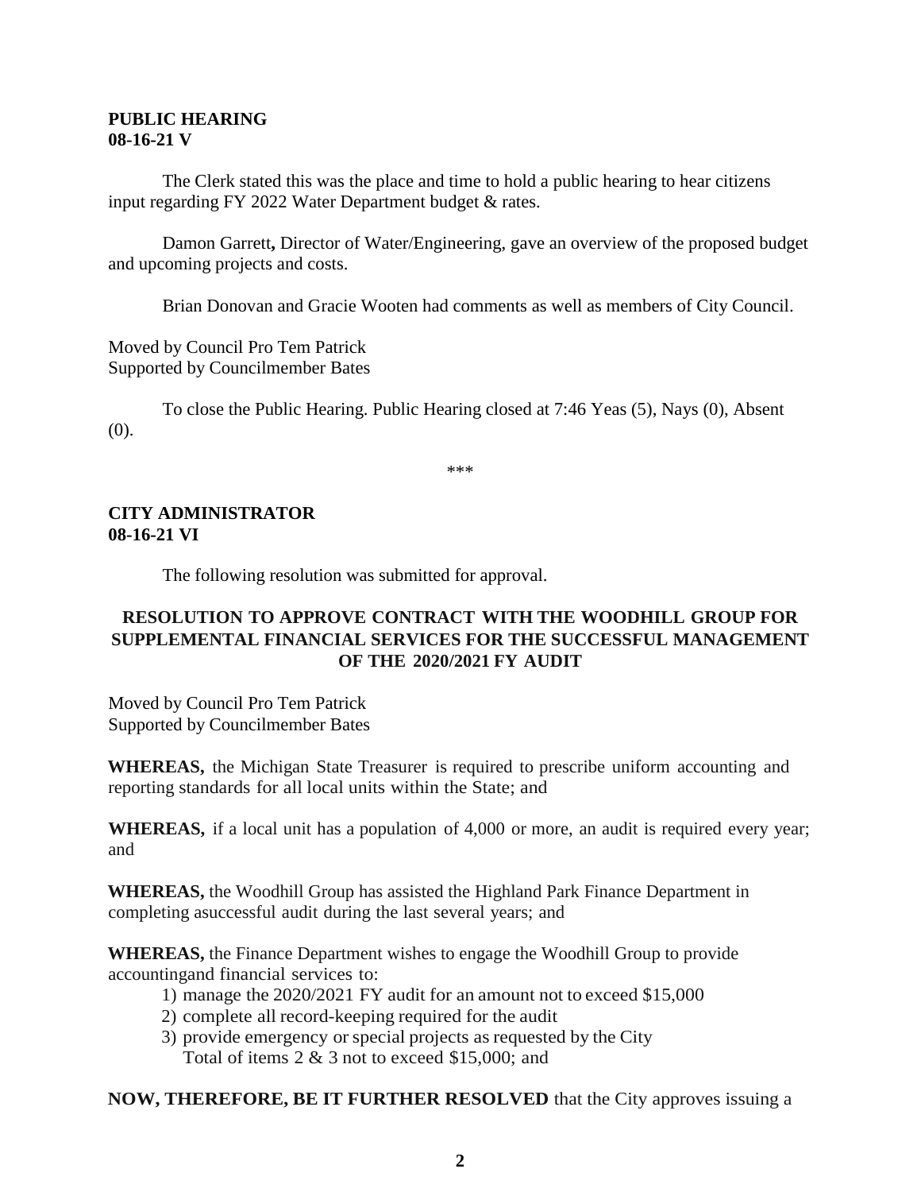**PUBLIC HEARING**
**08-16-21 V**

The Clerk stated this was the place and time to hold a public hearing to hear citizens input regarding FY 2022 Water Department budget & rates.

Damon Garrett**,** Director of Water/Engineering, gave an overview of the proposed budget and upcoming projects and costs.

Brian Donovan and Gracie Wooten had comments as well as members of City Council.

Moved by Council Pro Tem Patrick
Supported by Councilmember Bates

To close the Public Hearing. Public Hearing closed at 7:46 Yeas (5), Nays (0), Absent (0).

***

**CITY ADMINISTRATOR**
**08-16-21 VI**

The following resolution was submitted for approval.

**RESOLUTION TO APPROVE CONTRACT WITH THE WOODHILL GROUP FOR SUPPLEMENTAL FINANCIAL SERVICES FOR THE SUCCESSFUL MANAGEMENT OF THE 2020/2021 FY AUDIT**

Moved by Council Pro Tem Patrick
Supported by Councilmember Bates

**WHEREAS,** the Michigan State Treasurer is required to prescribe uniform accounting and reporting standards for all local units within the State; and

**WHEREAS,** if a local unit has a population of 4,000 or more, an audit is required every year; and

**WHEREAS,** the Woodhill Group has assisted the Highland Park Finance Department in completing asuccessful audit during the last several years; and

**WHEREAS,** the Finance Department wishes to engage the Woodhill Group to provide accountingand financial services to:

1) manage the 2020/2021 FY audit for an amount not to exceed $15,000
2) complete all record-keeping required for the audit
3) provide emergency or special projects as requested by the City
   Total of items 2 & 3 not to exceed $15,000; and

**NOW, THEREFORE, BE IT FURTHER RESOLVED** that the City approves issuing a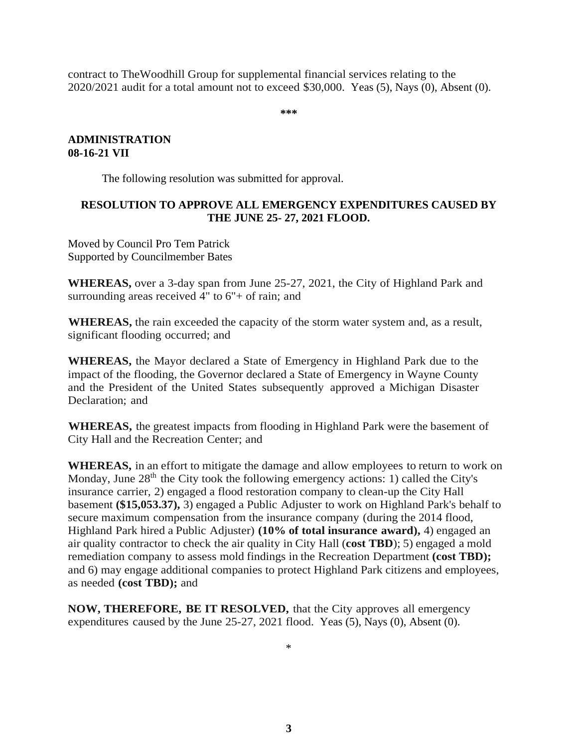contract to TheWoodhill Group for supplemental financial services relating to the 2020/2021 audit for a total amount not to exceed $30,000. Yeas (5), Nays (0), Absent (0).

***

**ADMINISTRATION**
**08-16-21 VII**

The following resolution was submitted for approval.

**RESOLUTION TO APPROVE ALL EMERGENCY EXPENDITURES CAUSED BY THE JUNE 25- 27, 2021 FLOOD.**

Moved by Council Pro Tem Patrick
Supported by Councilmember Bates

**WHEREAS,** over a 3-day span from June 25-27, 2021, the City of Highland Park and surrounding areas received 4" to 6"+ of rain; and

**WHEREAS,** the rain exceeded the capacity of the storm water system and, as a result, significant flooding occurred; and

**WHEREAS,** the Mayor declared a State of Emergency in Highland Park due to the impact of the flooding, the Governor declared a State of Emergency in Wayne County and the President of the United States subsequently approved a Michigan Disaster Declaration; and

**WHEREAS,** the greatest impacts from flooding in Highland Park were the basement of City Hall and the Recreation Center; and

**WHEREAS,** in an effort to mitigate the damage and allow employees to return to work on Monday, June 28th the City took the following emergency actions: 1) called the City's insurance carrier, 2) engaged a flood restoration company to clean-up the City Hall basement **($15,053.37),** 3) engaged a Public Adjuster to work on Highland Park's behalf to secure maximum compensation from the insurance company (during the 2014 flood, Highland Park hired a Public Adjuster) **(10% of total insurance award),** 4) engaged an air quality contractor to check the air quality in City Hall (**cost TBD**); 5) engaged a mold remediation company to assess mold findings in the Recreation Department **(cost TBD);** and 6) may engage additional companies to protect Highland Park citizens and employees, as needed **(cost TBD);** and

**NOW, THEREFORE, BE IT RESOLVED,** that the City approves all emergency expenditures caused by the June 25-27, 2021 flood. Yeas (5), Nays (0), Absent (0).

*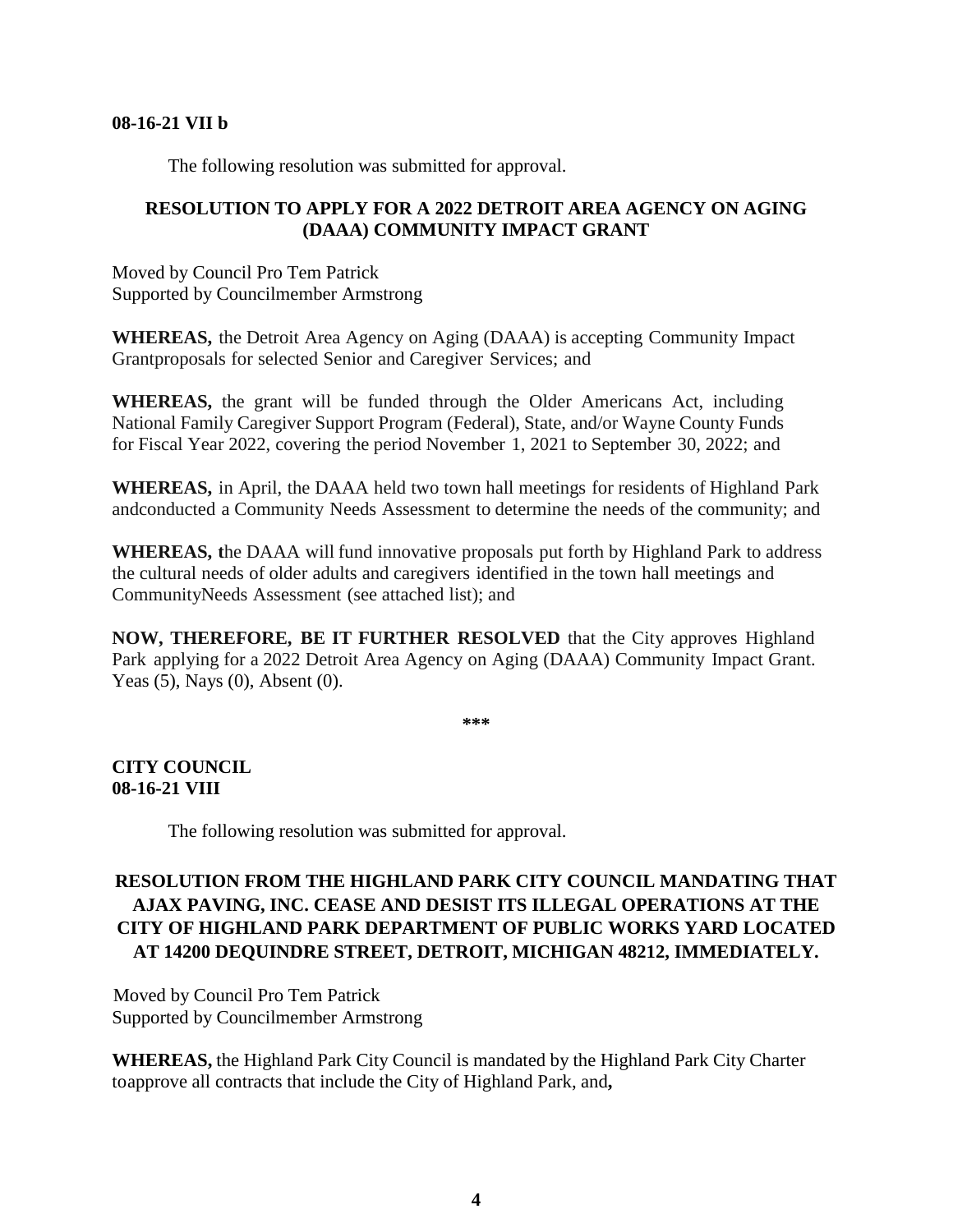**08-16-21 VII b**

The following resolution was submitted for approval.

**RESOLUTION TO APPLY FOR A 2022 DETROIT AREA AGENCY ON AGING (DAAA) COMMUNITY IMPACT GRANT**

Moved by Council Pro Tem Patrick
Supported by Councilmember Armstrong

**WHEREAS,** the Detroit Area Agency on Aging (DAAA) is accepting Community Impact Grantproposals for selected Senior and Caregiver Services; and

**WHEREAS,** the grant will be funded through the Older Americans Act, including National Family Caregiver Support Program (Federal), State, and/or Wayne County Funds for Fiscal Year 2022, covering the period November 1, 2021 to September 30, 2022; and

**WHEREAS,** in April, the DAAA held two town hall meetings for residents of Highland Park andconducted a Community Needs Assessment to determine the needs of the community; and

**WHEREAS, t**he DAAA will fund innovative proposals put forth by Highland Park to address the cultural needs of older adults and caregivers identified in the town hall meetings and CommunityNeeds Assessment (see attached list); and

**NOW, THEREFORE, BE IT FURTHER RESOLVED** that the City approves Highland Park applying for a 2022 Detroit Area Agency on Aging (DAAA) Community Impact Grant. Yeas (5), Nays (0), Absent (0).

***

**CITY COUNCIL**
**08-16-21 VIII**

The following resolution was submitted for approval.

**RESOLUTION FROM THE HIGHLAND PARK CITY COUNCIL MANDATING THAT AJAX PAVING, INC. CEASE AND DESIST ITS ILLEGAL OPERATIONS AT THE CITY OF HIGHLAND PARK DEPARTMENT OF PUBLIC WORKS YARD LOCATED AT 14200 DEQUINDRE STREET, DETROIT, MICHIGAN 48212, IMMEDIATELY.**

Moved by Council Pro Tem Patrick
Supported by Councilmember Armstrong

**WHEREAS,** the Highland Park City Council is mandated by the Highland Park City Charter toapprove all contracts that include the City of Highland Park, and**,**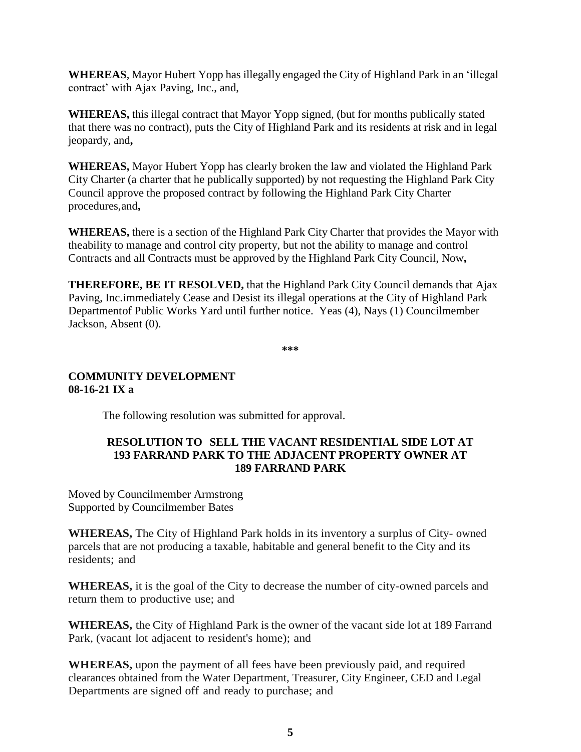**WHEREAS**, Mayor Hubert Yopp has illegally engaged the City of Highland Park in an 'illegal contract' with Ajax Paving, Inc., and,

**WHEREAS,** this illegal contract that Mayor Yopp signed, (but for months publically stated that there was no contract), puts the City of Highland Park and its residents at risk and in legal jeopardy, and**,**

**WHEREAS,** Mayor Hubert Yopp has clearly broken the law and violated the Highland Park City Charter (a charter that he publically supported) by not requesting the Highland Park City Council approve the proposed contract by following the Highland Park City Charter procedures,and**,**

**WHEREAS,** there is a section of the Highland Park City Charter that provides the Mayor with theability to manage and control city property, but not the ability to manage and control Contracts and all Contracts must be approved by the Highland Park City Council, Now**,**

**THEREFORE, BE IT RESOLVED,** that the Highland Park City Council demands that Ajax Paving, Inc.immediately Cease and Desist its illegal operations at the City of Highland Park Departmentof Public Works Yard until further notice. Yeas (4), Nays (1) Councilmember Jackson, Absent (0).

\*\*\*

**COMMUNITY DEVELOPMENT**
**08-16-21 IX a**

The following resolution was submitted for approval.

**RESOLUTION TO SELL THE VACANT RESIDENTIAL SIDE LOT AT 193 FARRAND PARK TO THE ADJACENT PROPERTY OWNER AT 189 FARRAND PARK**

Moved by Councilmember Armstrong
Supported by Councilmember Bates

**WHEREAS,** The City of Highland Park holds in its inventory a surplus of City- owned parcels that are not producing a taxable, habitable and general benefit to the City and its residents; and

**WHEREAS,** it is the goal of the City to decrease the number of city-owned parcels and return them to productive use; and

**WHEREAS,** the City of Highland Park is the owner of the vacant side lot at 189 Farrand Park, (vacant lot adjacent to resident's home); and

**WHEREAS,** upon the payment of all fees have been previously paid, and required clearances obtained from the Water Department, Treasurer, City Engineer, CED and Legal Departments are signed off and ready to purchase; and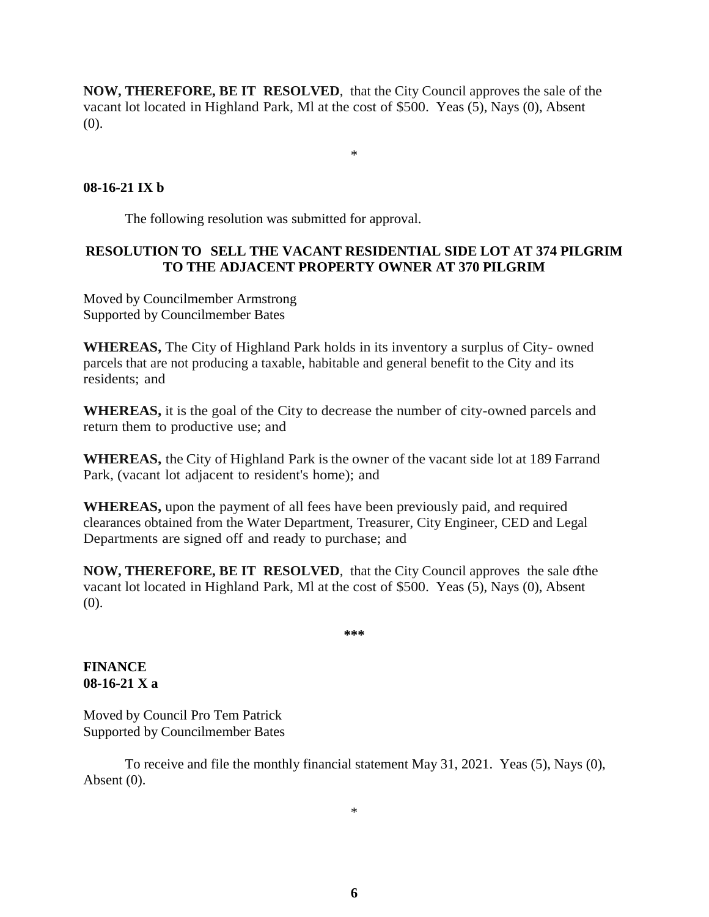**NOW, THEREFORE, BE IT RESOLVED**, that the City Council approves the sale of the vacant lot located in Highland Park, Ml at the cost of $500. Yeas (5), Nays (0), Absent (0).

*

**08-16-21 IX b**

The following resolution was submitted for approval.

**RESOLUTION TO SELL THE VACANT RESIDENTIAL SIDE LOT AT 374 PILGRIM TO THE ADJACENT PROPERTY OWNER AT 370 PILGRIM**

Moved by Councilmember Armstrong
Supported by Councilmember Bates

**WHEREAS,** The City of Highland Park holds in its inventory a surplus of City- owned parcels that are not producing a taxable, habitable and general benefit to the City and its residents; and

**WHEREAS,** it is the goal of the City to decrease the number of city-owned parcels and return them to productive use; and

**WHEREAS,** the City of Highland Park is the owner of the vacant side lot at 189 Farrand Park, (vacant lot adjacent to resident's home); and

**WHEREAS,** upon the payment of all fees have been previously paid, and required clearances obtained from the Water Department, Treasurer, City Engineer, CED and Legal Departments are signed off and ready to purchase; and

**NOW, THEREFORE, BE IT RESOLVED**, that the City Council approves the sale ofthe vacant lot located in Highland Park, Ml at the cost of $500. Yeas (5), Nays (0), Absent (0).

***

**FINANCE**
**08-16-21 X a**

Moved by Council Pro Tem Patrick
Supported by Councilmember Bates

To receive and file the monthly financial statement May 31, 2021. Yeas (5), Nays (0), Absent (0).

*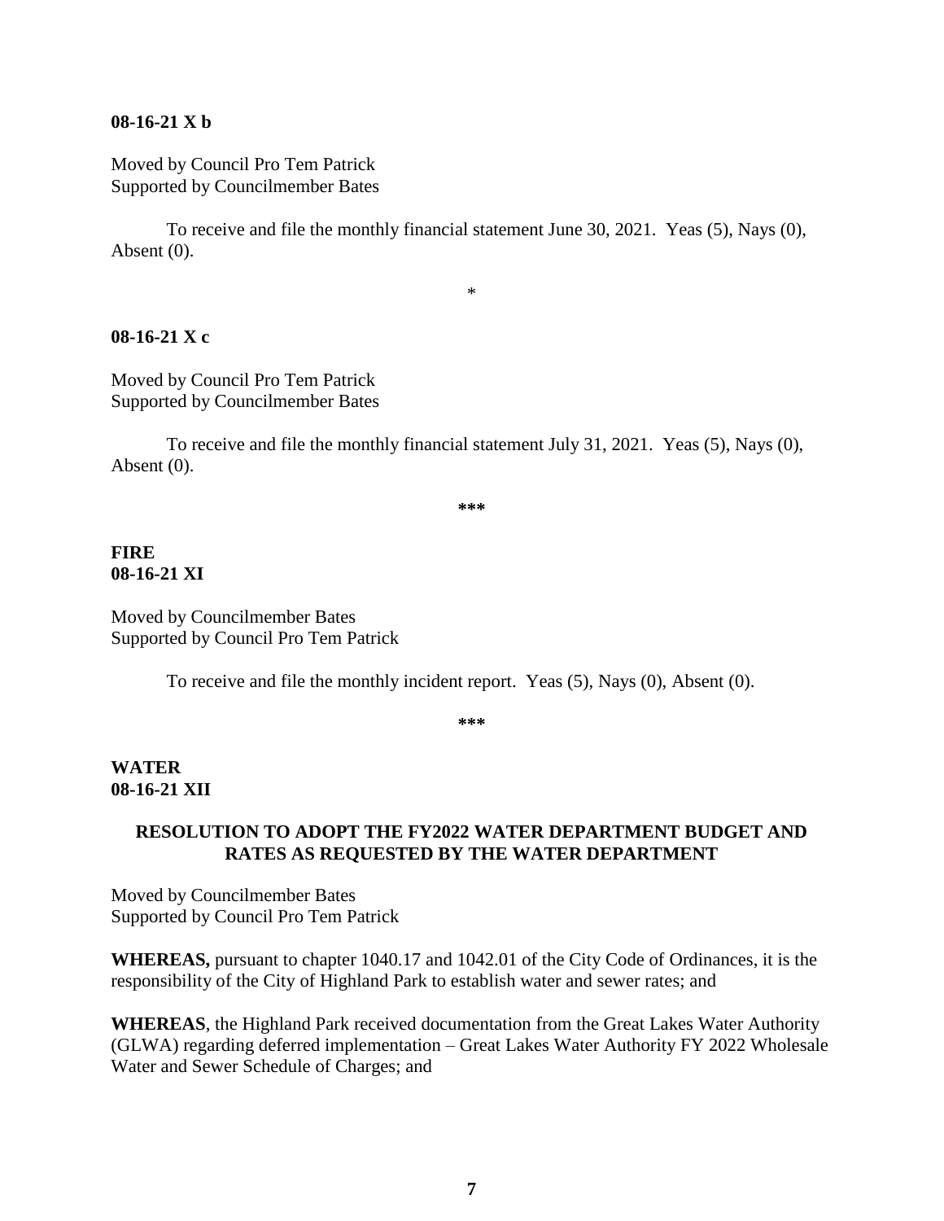**08-16-21 X b**

Moved by Council Pro Tem Patrick
Supported by Councilmember Bates

To receive and file the monthly financial statement June 30, 2021. Yeas (5), Nays (0), Absent (0).

*

**08-16-21 X c**

Moved by Council Pro Tem Patrick
Supported by Councilmember Bates

To receive and file the monthly financial statement July 31, 2021. Yeas (5), Nays (0), Absent (0).

**\*\*\***

**FIRE**
**08-16-21 XI**

Moved by Councilmember Bates
Supported by Council Pro Tem Patrick

To receive and file the monthly incident report. Yeas (5), Nays (0), Absent (0).

**\*\*\***

**WATER**
**08-16-21 XII**

**RESOLUTION TO ADOPT THE FY2022 WATER DEPARTMENT BUDGET AND RATES AS REQUESTED BY THE WATER DEPARTMENT**

Moved by Councilmember Bates
Supported by Council Pro Tem Patrick

**WHEREAS,** pursuant to chapter 1040.17 and 1042.01 of the City Code of Ordinances, it is the responsibility of the City of Highland Park to establish water and sewer rates; and

**WHEREAS**, the Highland Park received documentation from the Great Lakes Water Authority (GLWA) regarding deferred implementation – Great Lakes Water Authority FY 2022 Wholesale Water and Sewer Schedule of Charges; and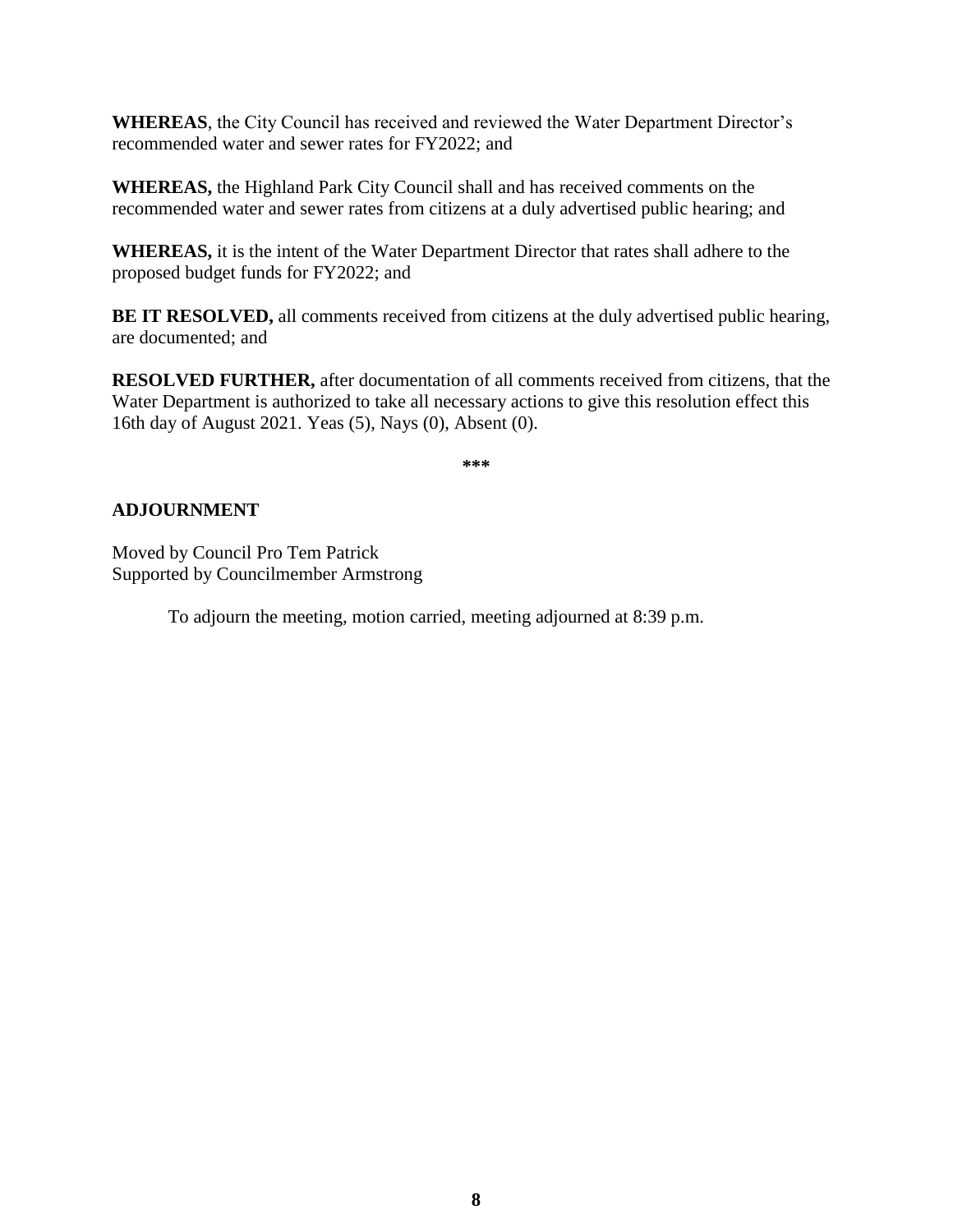**WHEREAS**, the City Council has received and reviewed the Water Department Director's recommended water and sewer rates for FY2022; and

**WHEREAS,** the Highland Park City Council shall and has received comments on the recommended water and sewer rates from citizens at a duly advertised public hearing; and

**WHEREAS,** it is the intent of the Water Department Director that rates shall adhere to the proposed budget funds for FY2022; and

**BE IT RESOLVED,** all comments received from citizens at the duly advertised public hearing, are documented; and

**RESOLVED FURTHER,** after documentation of all comments received from citizens, that the Water Department is authorized to take all necessary actions to give this resolution effect this 16th day of August 2021. Yeas (5), Nays (0), Absent (0).

***

**ADJOURNMENT**

Moved by Council Pro Tem Patrick
Supported by Councilmember Armstrong

To adjourn the meeting, motion carried, meeting adjourned at 8:39 p.m.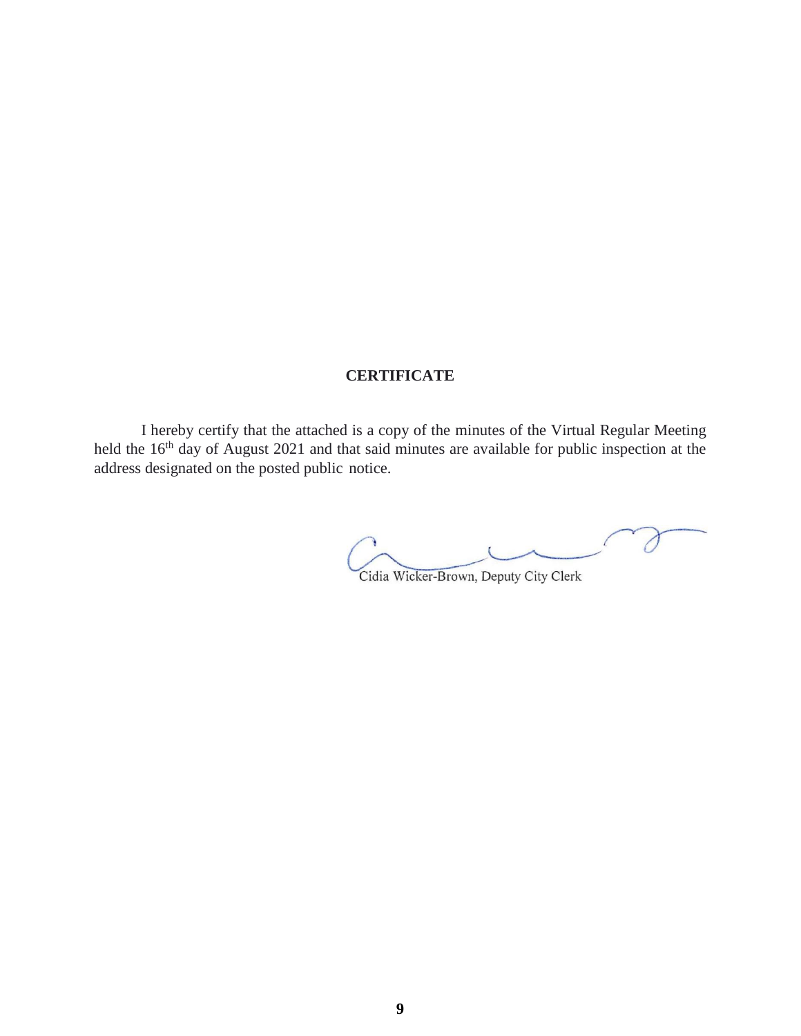**CERTIFICATE**

I hereby certify that the attached is a copy of the minutes of the Virtual Regular Meeting held the 16th day of August 2021 and that said minutes are available for public inspection at the address designated on the posted public notice.

Cidia Wicker-Brown, Deputy City Clerk